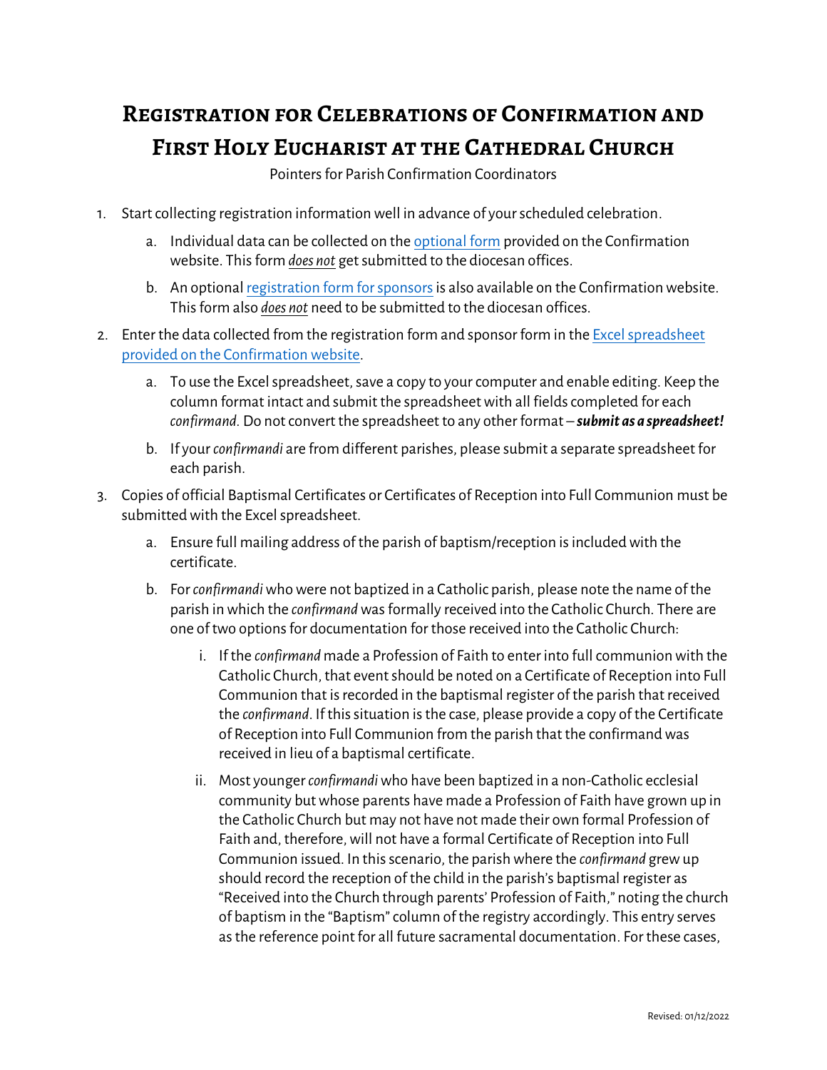# Registration for Celebrations of Confirmation and First Holy Eucharist at the Cathedral Church

Pointers for Parish Confirmation Coordinators

1. Start collecting registration information well in advance of your scheduled celebration.
    a. Individual data can be collected on the optional form provided on the Confirmation website. This form ***does not*** get submitted to the diocesan offices.
    b. An optional registration form for sponsors is also available on the Confirmation website. This form also ***does not*** need to be submitted to the diocesan offices.
2. Enter the data collected from the registration form and sponsor form in the Excel spreadsheet provided on the Confirmation website.
    a. To use the Excel spreadsheet, save a copy to your computer and enable editing. Keep the column format intact and submit the spreadsheet with all fields completed for each *confirmand.* Do not convert the spreadsheet to any other format – ***submit as a spreadsheet!***
    b. If your *confirmandi* are from different parishes, please submit a separate spreadsheet for each parish.
3. Copies of official Baptismal Certificates or Certificates of Reception into Full Communion must be submitted with the Excel spreadsheet.
    a. Ensure full mailing address of the parish of baptism/reception is included with the certificate.
    b. For *confirmandi* who were not baptized in a Catholic parish, please note the name of the parish in which the *confirmand* was formally received into the Catholic Church. There are one of two options for documentation for those received into the Catholic Church:
        i. If the *confirmand* made a Profession of Faith to enter into full communion with the Catholic Church, that event should be noted on a Certificate of Reception into Full Communion that is recorded in the baptismal register of the parish that received the *confirmand*. If this situation is the case, please provide a copy of the Certificate of Reception into Full Communion from the parish that the confirmand was received in lieu of a baptismal certificate.
        ii. Most younger *confirmandi* who have been baptized in a non-Catholic ecclesial community but whose parents have made a Profession of Faith have grown up in the Catholic Church but may not have not made their own formal Profession of Faith and, therefore, will not have a formal Certificate of Reception into Full Communion issued. In this scenario, the parish where the *confirmand* grew up should record the reception of the child in the parish's baptismal register as "Received into the Church through parents' Profession of Faith," noting the church of baptism in the "Baptism" column of the registry accordingly. This entry serves as the reference point for all future sacramental documentation. For these cases,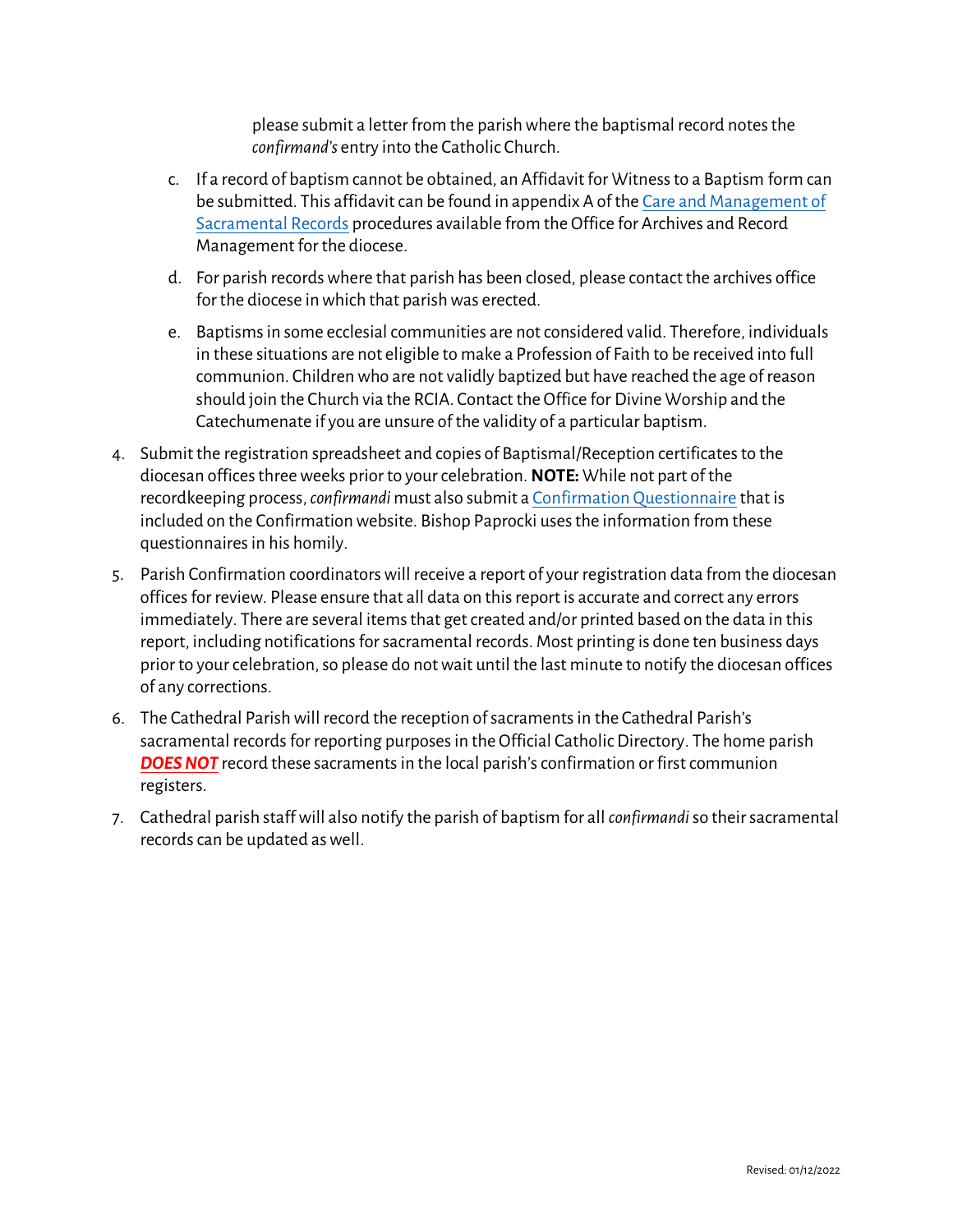please submit a letter from the parish where the baptismal record notes the *confirmand's* entry into the Catholic Church.

c. If a record of baptism cannot be obtained, an Affidavit for Witness to a Baptism form can be submitted. This affidavit can be found in appendix A of the Care and Management of Sacramental Records procedures available from the Office for Archives and Record Management for the diocese.

d. For parish records where that parish has been closed, please contact the archives office for the diocese in which that parish was erected.

e. Baptisms in some ecclesial communities are not considered valid. Therefore, individuals in these situations are not eligible to make a Profession of Faith to be received into full communion. Children who are not validly baptized but have reached the age of reason should join the Church via the RCIA. Contact the Office for Divine Worship and the Catechumenate if you are unsure of the validity of a particular baptism.

4. Submit the registration spreadsheet and copies of Baptismal/Reception certificates to the diocesan offices three weeks prior to your celebration. **NOTE:** While not part of the recordkeeping process, *confirmandi* must also submit a Confirmation Questionnaire that is included on the Confirmation website. Bishop Paprocki uses the information from these questionnaires in his homily.

5. Parish Confirmation coordinators will receive a report of your registration data from the diocesan offices for review. Please ensure that all data on this report is accurate and correct any errors immediately. There are several items that get created and/or printed based on the data in this report, including notifications for sacramental records. Most printing is done ten business days prior to your celebration, so please do not wait until the last minute to notify the diocesan offices of any corrections.

6. The Cathedral Parish will record the reception of sacraments in the Cathedral Parish's sacramental records for reporting purposes in the Official Catholic Directory. The home parish ***DOES NOT*** record these sacraments in the local parish's confirmation or first communion registers.

7. Cathedral parish staff will also notify the parish of baptism for all *confirmandi* so their sacramental records can be updated as well.

Revised: 01/12/2022